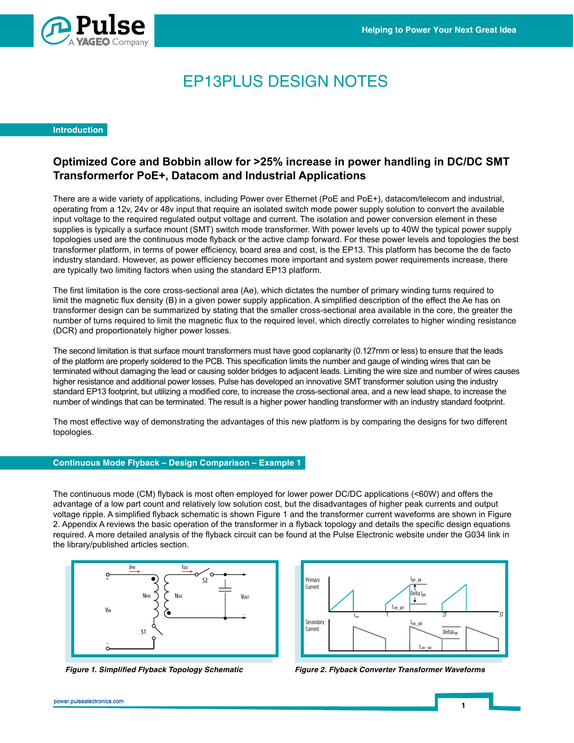# EP13PLUS DESIGN NOTES

## Introduction

### Optimized Core and Bobbin allow for >25% increase in power handling in DC/DC SMT Transformerfor PoE+, Datacom and Industrial Applications

There are a wide variety of applications, including Power over Ethernet (PoE and PoE+), datacom/telecom and industrial, operating from a 12v, 24v or 48v input that require an isolated switch mode power supply solution to convert the available input voltage to the required regulated output voltage and current. The isolation and power conversion element in these supplies is typically a surface mount (SMT) switch mode transformer. With power levels up to 40W the typical power supply topologies used are the continuous mode flyback or the active clamp forward. For these power levels and topologies the best transformer platform, in terms of power efficiency, board area and cost, is the EP13. This platform has become the de facto industry standard. However, as power efficiency becomes more important and system power requirements increase, there are typically two limiting factors when using the standard EP13 platform.

The first limitation is the core cross-sectional area (Ae), which dictates the number of primary winding turns required to limit the magnetic flux density (B) in a given power supply application. A simplified description of the effect the Ae has on transformer design can be summarized by stating that the smaller cross-sectional area available in the core, the greater the number of turns required to limit the magnetic flux to the required level, which directly correlates to higher winding resistance (DCR) and proportionately higher power losses.

The second limitation is that surface mount transformers must have good coplanarity (0.127mm or less) to ensure that the leads of the platform are properly soldered to the PCB. This specification limits the number and gauge of winding wires that can be terminated without damaging the lead or causing solder bridges to adjacent leads. Limiting the wire size and number of wires causes higher resistance and additional power losses. Pulse has developed an innovative SMT transformer solution using the industry standard EP13 footprint, but utilizing a modified core, to increase the cross-sectional area, and a new lead shape, to increase the number of windings that can be terminated. The result is a higher power handling transformer with an industry standard footprint.

The most effective way of demonstrating the advantages of this new platform is by comparing the designs for two different topologies.

## Continuous Mode Flyback – Design Comparison – Example 1

The continuous mode (CM) flyback is most often employed for lower power DC/DC applications (<60W) and offers the advantage of a low part count and relatively low solution cost, but the disadvantages of higher peak currents and output voltage ripple. A simplified flyback schematic is shown Figure 1 and the transformer current waveforms are shown in Figure 2. Appendix A reviews the basic operation of the transformer in a flyback topology and details the specific design equations required. A more detailed analysis of the flyback circuit can be found at the Pulse Electronic website under the G034 link in the library/published articles section.

*Figure 1. Simplified Flyback Topology Schematic*

*Figure 2. Flyback Converter Transformer Waveforms*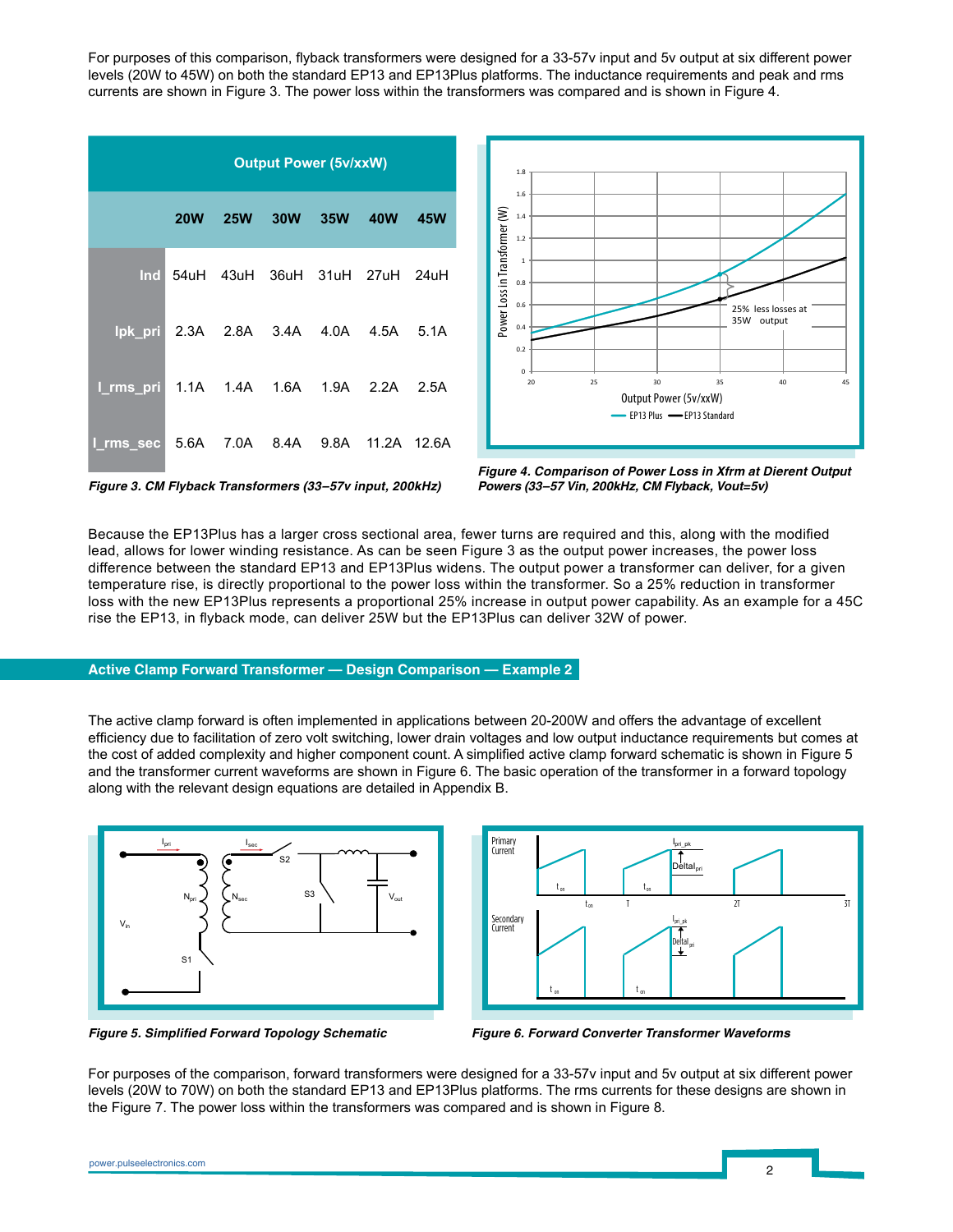For purposes of this comparison, flyback transformers were designed for a 33-57v input and 5v output at six different power levels (20W to 45W) on both the standard EP13 and EP13Plus platforms. The inductance requirements and peak and rms currents are shown in Figure 3. The power loss within the transformers was compared and is shown in Figure 4.

| | Output Power (5v/xxW) | | | | | |
|---|---|---|---|---|---|---|
| | 20W | 25W | 30W | 35W | 40W | 45W |
| Ind | 54uH | 43uH | 36uH | 31uH | 27uH | 24uH |
| Ipk_pri | 2.3A | 2.8A | 3.4A | 4.0A | 4.5A | 5.1A |
| I_rms_pri | 1.1A | 1.4A | 1.6A | 1.9A | 2.2A | 2.5A |
| I_rms_sec | 5.6A | 7.0A | 8.4A | 9.8A | 11.2A | 12.6A |

*Figure 3. CM Flyback Transformers (33–57v input, 200kHz)*

*Figure 4. Comparison of Power Loss in Xfrm at Dierent Output Powers (33–57 Vin, 200kHz, CM Flyback, Vout=5v)*

Because the EP13Plus has a larger cross sectional area, fewer turns are required and this, along with the modified lead, allows for lower winding resistance. As can be seen Figure 3 as the output power increases, the power loss difference between the standard EP13 and EP13Plus widens. The output power a transformer can deliver, for a given temperature rise, is directly proportional to the power loss within the transformer. So a 25% reduction in transformer loss with the new EP13Plus represents a proportional 25% increase in output power capability. As an example for a 45C rise the EP13, in flyback mode, can deliver 25W but the EP13Plus can deliver 32W of power.

## Active Clamp Forward Transformer — Design Comparison — Example 2

The active clamp forward is often implemented in applications between 20-200W and offers the advantage of excellent efficiency due to facilitation of zero volt switching, lower drain voltages and low output inductance requirements but comes at the cost of added complexity and higher component count. A simplified active clamp forward schematic is shown in Figure 5 and the transformer current waveforms are shown in Figure 6. The basic operation of the transformer in a forward topology along with the relevant design equations are detailed in Appendix B.

*Figure 5. Simplified Forward Topology Schematic*

*Figure 6. Forward Converter Transformer Waveforms*

For purposes of the comparison, forward transformers were designed for a 33-57v input and 5v output at six different power levels (20W to 70W) on both the standard EP13 and EP13Plus platforms. The rms currents for these designs are shown in the Figure 7. The power loss within the transformers was compared and is shown in Figure 8.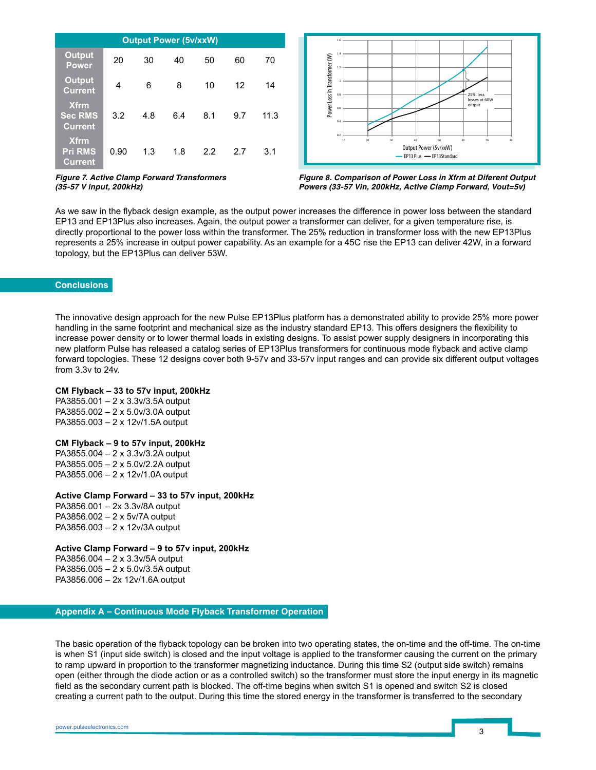| Output Power (5v/xxW) | | | | | | |
|---|---|---|---|---|---|---|
| Output Power | 20 | 30 | 40 | 50 | 60 | 70 |
| Output Current | 4 | 6 | 8 | 10 | 12 | 14 |
| Xfrm Sec RMS Current | 3.2 | 4.8 | 6.4 | 8.1 | 9.7 | 11.3 |
| Xfrm Pri RMS Current | 0.90 | 1.3 | 1.8 | 2.2 | 2.7 | 3.1 |

*Figure 7. Active Clamp Forward Transformers (35-57 V input, 200kHz)*

*Figure 8. Comparison of Power Loss in Xfrm at Diferent Output Powers (33-57 Vin, 200kHz, Active Clamp Forward, Vout=5v)*

As we saw in the flyback design example, as the output power increases the difference in power loss between the standard EP13 and EP13Plus also increases. Again, the output power a transformer can deliver, for a given temperature rise, is directly proportional to the power loss within the transformer. The 25% reduction in transformer loss with the new EP13Plus represents a 25% increase in output power capability. As an example for a 45C rise the EP13 can deliver 42W, in a forward topology, but the EP13Plus can deliver 53W.

## Conclusions

The innovative design approach for the new Pulse EP13Plus platform has a demonstrated ability to provide 25% more power handling in the same footprint and mechanical size as the industry standard EP13. This offers designers the flexibility to increase power density or to lower thermal loads in existing designs. To assist power supply designers in incorporating this new platform Pulse has released a catalog series of EP13Plus transformers for continuous mode flyback and active clamp forward topologies. These 12 designs cover both 9-57v and 33-57v input ranges and can provide six different output voltages from 3.3v to 24v.

**CM Flyback – 33 to 57v input, 200kHz**
PA3855.001 – 2 x 3.3v/3.5A output
PA3855.002 – 2 x 5.0v/3.0A output
PA3855.003 – 2 x 12v/1.5A output

**CM Flyback – 9 to 57v input, 200kHz**
PA3855.004 – 2 x 3.3v/3.2A output
PA3855.005 – 2 x 5.0v/2.2A output
PA3855.006 – 2 x 12v/1.0A output

**Active Clamp Forward – 33 to 57v input, 200kHz**
PA3856.001 – 2x 3.3v/8A output
PA3856.002 – 2 x 5v/7A output
PA3856.003 – 2 x 12v/3A output

**Active Clamp Forward – 9 to 57v input, 200kHz**
PA3856.004 – 2 x 3.3v/5A output
PA3856.005 – 2 x 5.0v/3.5A output
PA3856.006 – 2x 12v/1.6A output

## Appendix A – Continuous Mode Flyback Transformer Operation

The basic operation of the flyback topology can be broken into two operating states, the on-time and the off-time. The on-time is when S1 (input side switch) is closed and the input voltage is applied to the transformer causing the current on the primary to ramp upward in proportion to the transformer magnetizing inductance. During this time S2 (output side switch) remains open (either through the diode action or as a controlled switch) so the transformer must store the input energy in its magnetic field as the secondary current path is blocked. The off-time begins when switch S1 is opened and switch S2 is closed creating a current path to the output. During this time the stored energy in the transformer is transferred to the secondary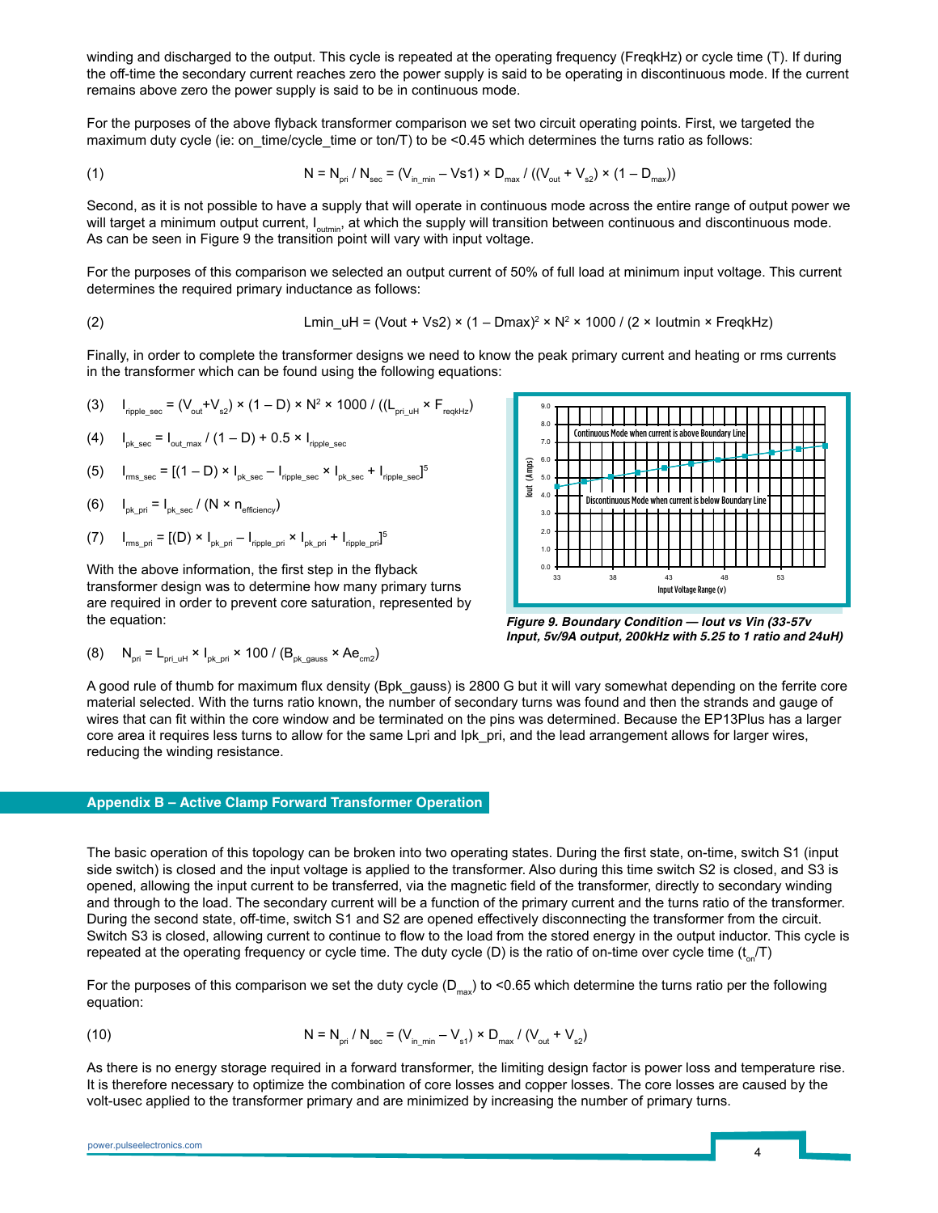winding and discharged to the output. This cycle is repeated at the operating frequency (FreqkHz) or cycle time (T). If during the off-time the secondary current reaches zero the power supply is said to be operating in discontinuous mode. If the current remains above zero the power supply is said to be in continuous mode.

For the purposes of the above flyback transformer comparison we set two circuit operating points. First, we targeted the maximum duty cycle (ie: on_time/cycle_time or ton/T) to be <0.45 which determines the turns ratio as follows:

$$N = N_{pri} / N_{sec} = (V_{in\_min} - Vs1) \times D_{max} / ((V_{out} + V_{s2}) \times (1 - D_{max})) \quad (1)$$

Second, as it is not possible to have a supply that will operate in continuous mode across the entire range of output power we will target a minimum output current, $I_{outmin}$, at which the supply will transition between continuous and discontinuous mode. As can be seen in Figure 9 the transition point will vary with input voltage.

For the purposes of this comparison we selected an output current of 50% of full load at minimum input voltage. This current determines the required primary inductance as follows:

$$Lmin\_uH = (Vout + Vs2) \times (1 - Dmax)^2 \times N^2 \times 1000 / (2 \times Ioutmin \times FreqkHz) \quad (2)$$

Finally, in order to complete the transformer designs we need to know the peak primary current and heating or rms currents in the transformer which can be found using the following equations:

$$I_{ripple\_sec} = (V_{out}+V_{s2}) \times (1 - D) \times N^2 \times 1000 / ((L_{pri\_uH} \times F_{reqkHz}) \quad (3)$$

$$I_{pk\_sec} = I_{out\_max} / (1 - D) + 0.5 \times I_{ripple\_sec} \quad (4)$$

$$I_{rms\_sec} = [(1 - D) \times I_{pk\_sec} - I_{ripple\_sec} \times I_{pk\_sec} + I_{ripple\_sec}]^{.5} \quad (5)$$

$$I_{pk\_pri} = I_{pk\_sec} / (N \times n_{efficiency}) \quad (6)$$

$$I_{rms\_pri} = [(D) \times I_{pk\_pri} - I_{ripple\_pri} \times I_{pk\_pri} + I_{ripple\_pri}]^{.5} \quad (7)$$

With the above information, the first step in the flyback transformer design was to determine how many primary turns are required in order to prevent core saturation, represented by the equation:

$$N_{pri} = L_{pri\_uH} \times I_{pk\_pri} \times 100 / (B_{pk\_gauss} \times Ae_{cm2}) \quad (8)$$

*Figure 9. Boundary Condition — Iout vs Vin (33-57v Input, 5v/9A output, 200kHz with 5.25 to 1 ratio and 24uH)*

A good rule of thumb for maximum flux density (Bpk_gauss) is 2800 G but it will vary somewhat depending on the ferrite core material selected. With the turns ratio known, the number of secondary turns was found and then the strands and gauge of wires that can fit within the core window and be terminated on the pins was determined. Because the EP13Plus has a larger core area it requires less turns to allow for the same Lpri and Ipk_pri, and the lead arrangement allows for larger wires, reducing the winding resistance.

## Appendix B – Active Clamp Forward Transformer Operation

The basic operation of this topology can be broken into two operating states. During the first state, on-time, switch S1 (input side switch) is closed and the input voltage is applied to the transformer. Also during this time switch S2 is closed, and S3 is opened, allowing the input current to be transferred, via the magnetic field of the transformer, directly to secondary winding and through to the load. The secondary current will be a function of the primary current and the turns ratio of the transformer. During the second state, off-time, switch S1 and S2 are opened effectively disconnecting the transformer from the circuit. Switch S3 is closed, allowing current to continue to flow to the load from the stored energy in the output inductor. This cycle is repeated at the operating frequency or cycle time. The duty cycle (D) is the ratio of on-time over cycle time ($t_{on}/T$)

For the purposes of this comparison we set the duty cycle ($D_{max}$) to <0.65 which determine the turns ratio per the following equation:

$$N = N_{pri} / N_{sec} = (V_{in\_min} - V_{s1}) \times D_{max} / (V_{out} + V_{s2}) \quad (10)$$

As there is no energy storage required in a forward transformer, the limiting design factor is power loss and temperature rise. It is therefore necessary to optimize the combination of core losses and copper losses. The core losses are caused by the volt-usec applied to the transformer primary and are minimized by increasing the number of primary turns.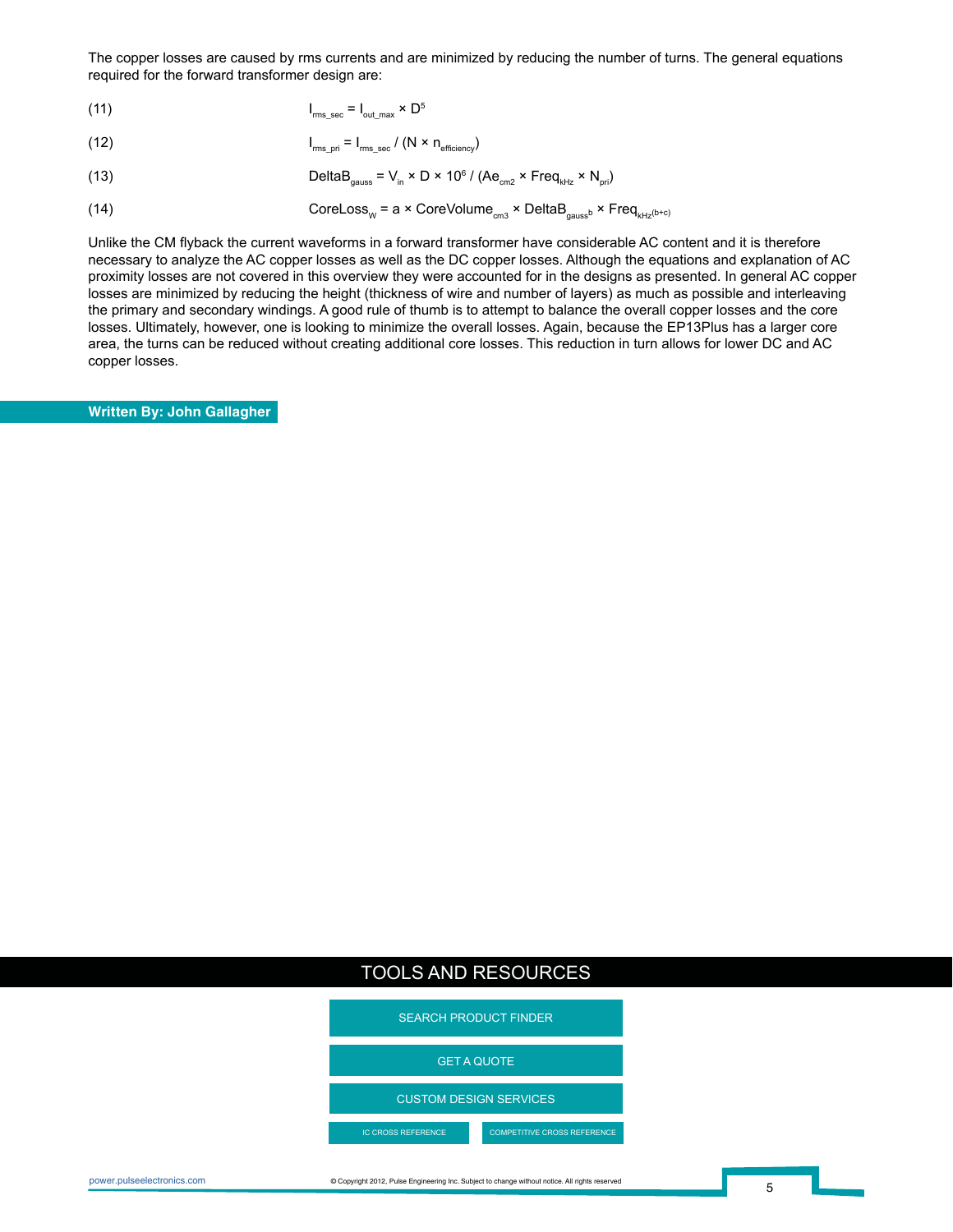The copper losses are caused by rms currents and are minimized by reducing the number of turns. The general equations required for the forward transformer design are:

(11) $$I_{rms\_sec} = I_{out\_max} \times D^{5}$$

(12) $$I_{rms\_pri} = I_{rms\_sec} / (N \times n_{efficiency})$$

(13) $$DeltaB_{gauss} = V_{in} \times D \times 10^{6} / (Ae_{cm2} \times Freq_{kHz} \times N_{pri})$$

(14) $$CoreLoss_{W} = a \times CoreVolume_{cm3} \times DeltaB_{gauss}{}^{b} \times Freq_{kHz}{}^{(b+c)}$$

Unlike the CM flyback the current waveforms in a forward transformer have considerable AC content and it is therefore necessary to analyze the AC copper losses as well as the DC copper losses. Although the equations and explanation of AC proximity losses are not covered in this overview they were accounted for in the designs as presented. In general AC copper losses are minimized by reducing the height (thickness of wire and number of layers) as much as possible and interleaving the primary and secondary windings. A good rule of thumb is to attempt to balance the overall copper losses and the core losses. Ultimately, however, one is looking to minimize the overall losses. Again, because the EP13Plus has a larger core area, the turns can be reduced without creating additional core losses. This reduction in turn allows for lower DC and AC copper losses.

**Written By: John Gallagher**

## TOOLS AND RESOURCES

SEARCH PRODUCT FINDER

GET A QUOTE

CUSTOM DESIGN SERVICES

IC CROSS REFERENCE

COMPETITIVE CROSS REFERENCE

power.pulseelectronics.com

© Copyright 2012, Pulse Engineering Inc. Subject to change without notice. All rights reserved